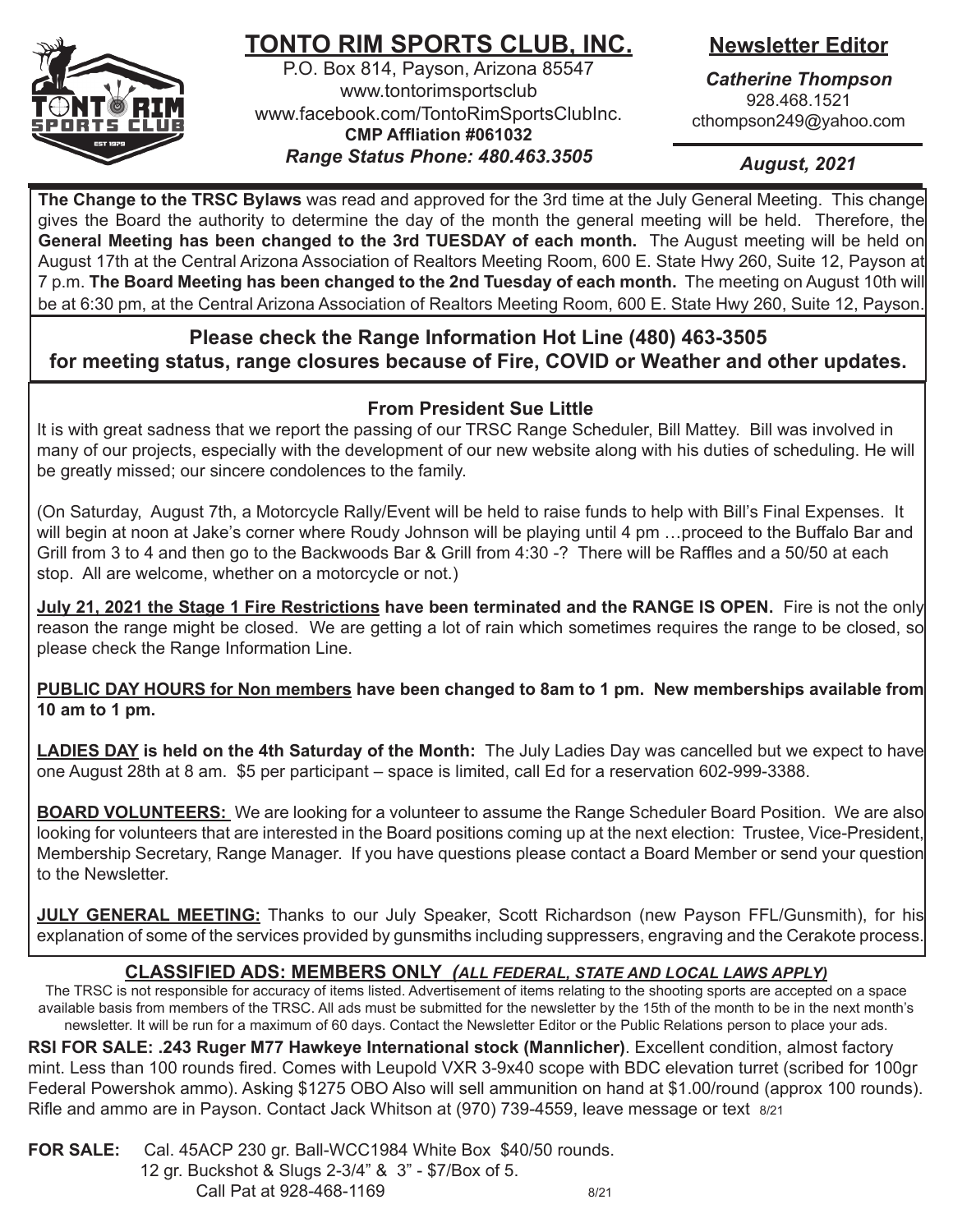# TONTO RIM SPORTS CLUB, INC.

P.O. Box 814, Payson, Arizona 85547
www.tontorimsportsclub
www.facebook.com/TontoRimSportsClubInc.
**CMP Affliation #061032**
*Range Status Phone: 480.463.3505*

## Newsletter Editor

***Catherine Thompson***
928.468.1521
cthompson249@yahoo.com

*August, 2021*

**The Change to the TRSC Bylaws** was read and approved for the 3rd time at the July General Meeting. This change gives the Board the authority to determine the day of the month the general meeting will be held. Therefore, the **General Meeting has been changed to the 3rd TUESDAY of each month.** The August meeting will be held on August 17th at the Central Arizona Association of Realtors Meeting Room, 600 E. State Hwy 260, Suite 12, Payson at 7 p.m. **The Board Meeting has been changed to the 2nd Tuesday of each month.** The meeting on August 10th will be at 6:30 pm, at the Central Arizona Association of Realtors Meeting Room, 600 E. State Hwy 260, Suite 12, Payson.

**Please check the Range Information Hot Line (480) 463-3505 for meeting status, range closures because of Fire, COVID or Weather and other updates.**

### From President Sue Little

It is with great sadness that we report the passing of our TRSC Range Scheduler, Bill Mattey. Bill was involved in many of our projects, especially with the development of our new website along with his duties of scheduling. He will be greatly missed; our sincere condolences to the family.

(On Saturday, August 7th, a Motorcycle Rally/Event will be held to raise funds to help with Bill's Final Expenses. It will begin at noon at Jake's corner where Roudy Johnson will be playing until 4 pm …proceed to the Buffalo Bar and Grill from 3 to 4 and then go to the Backwoods Bar & Grill from 4:30 -? There will be Raffles and a 50/50 at each stop. All are welcome, whether on a motorcycle or not.)

**July 21, 2021 the Stage 1 Fire Restrictions have been terminated and the RANGE IS OPEN.** Fire is not the only reason the range might be closed. We are getting a lot of rain which sometimes requires the range to be closed, so please check the Range Information Line.

**PUBLIC DAY HOURS for Non members have been changed to 8am to 1 pm. New memberships available from 10 am to 1 pm.**

**LADIES DAY is held on the 4th Saturday of the Month:** The July Ladies Day was cancelled but we expect to have one August 28th at 8 am. $5 per participant – space is limited, call Ed for a reservation 602-999-3388.

**BOARD VOLUNTEERS:** We are looking for a volunteer to assume the Range Scheduler Board Position. We are also looking for volunteers that are interested in the Board positions coming up at the next election: Trustee, Vice-President, Membership Secretary, Range Manager. If you have questions please contact a Board Member or send your question to the Newsletter.

**JULY GENERAL MEETING:** Thanks to our July Speaker, Scott Richardson (new Payson FFL/Gunsmith), for his explanation of some of the services provided by gunsmiths including suppressers, engraving and the Cerakote process.

## CLASSIFIED ADS: MEMBERS ONLY *(ALL FEDERAL, STATE AND LOCAL LAWS APPLY)*

The TRSC is not responsible for accuracy of items listed. Advertisement of items relating to the shooting sports are accepted on a space available basis from members of the TRSC. All ads must be submitted for the newsletter by the 15th of the month to be in the next month's newsletter. It will be run for a maximum of 60 days. Contact the Newsletter Editor or the Public Relations person to place your ads.

**RSI FOR SALE: .243 Ruger M77 Hawkeye International stock (Mannlicher)**. Excellent condition, almost factory mint. Less than 100 rounds fired. Comes with Leupold VXR 3-9x40 scope with BDC elevation turret (scribed for 100gr Federal Powershok ammo). Asking $1275 OBO Also will sell ammunition on hand at $1.00/round (approx 100 rounds). Rifle and ammo are in Payson. Contact Jack Whitson at (970) 739-4559, leave message or text 8/21

**FOR SALE:** Cal. 45ACP 230 gr. Ball-WCC1984 White Box $40/50 rounds.
12 gr. Buckshot & Slugs 2-3/4" & 3" - $7/Box of 5.
Call Pat at 928-468-1169 8/21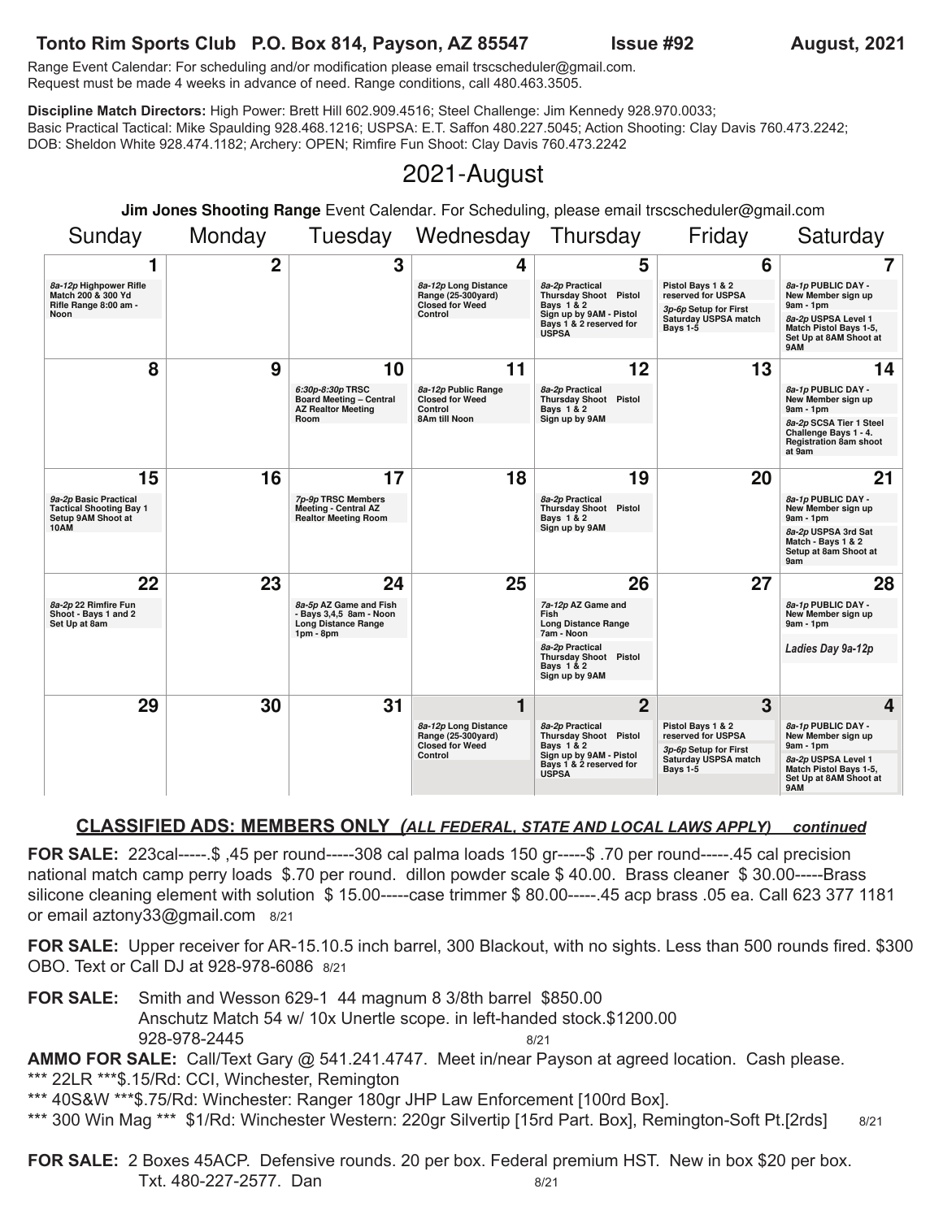**Tonto Rim Sports Club P.O. Box 814, Payson, AZ 85547 Issue #92 August, 2021**

Range Event Calendar: For scheduling and/or modification please email trscscheduler@gmail.com. Request must be made 4 weeks in advance of need. Range conditions, call 480.463.3505.

**Discipline Match Directors:** High Power: Brett Hill 602.909.4516; Steel Challenge: Jim Kennedy 928.970.0033; Basic Practical Tactical: Mike Spaulding 928.468.1216; USPSA: E.T. Saffon 480.227.5045; Action Shooting: Clay Davis 760.473.2242; DOB: Sheldon White 928.474.1182; Archery: OPEN; Rimfire Fun Shoot: Clay Davis 760.473.2242

# 2021-August

**Jim Jones Shooting Range** Event Calendar. For Scheduling, please email trscscheduler@gmail.com

| Sunday | Monday | Tuesday | Wednesday | Thursday | Friday | Saturday |
|---|---|---|---|---|---|---|
| **1** *8a-12p* Highpower Rifle Match 200 & 300 Yd Rifle Range 8:00 am - Noon | **2** | **3** | **4** *8a-12p* Long Distance Range (25-300yard) Closed for Weed Control | **5** *8a-2p* Practical Thursday Shoot Pistol Bays 1 & 2 Sign up by 9AM - Pistol Bays 1 & 2 reserved for USPSA | **6** Pistol Bays 1 & 2 reserved for USPSA *3p-6p* Setup for First Saturday USPSA match Bays 1-5 | **7** *8a-1p* PUBLIC DAY - New Member sign up 9am - 1pm *8a-2p* USPSA Level 1 Match Pistol Bays 1-5, Set Up at 8AM Shoot at 9AM |
| **8** | **9** | **10** *6:30p-8:30p* TRSC Board Meeting – Central AZ Realtor Meeting Room | **11** *8a-12p* Public Range Closed for Weed Control 8Am till Noon | **12** *8a-2p* Practical Thursday Shoot Pistol Bays 1 & 2 Sign up by 9AM | **13** | **14** *8a-1p* PUBLIC DAY - New Member sign up 9am - 1pm *8a-2p* SCSA Tier 1 Steel Challenge Bays 1 - 4. Registration 8am shoot at 9am |
| **15** *9a-2p* Basic Practical Tactical Shooting Bay 1 Setup 9AM Shoot at 10AM | **16** | **17** *7p-9p* TRSC Members Meeting - Central AZ Realtor Meeting Room | **18** | **19** *8a-2p* Practical Thursday Shoot Pistol Bays 1 & 2 Sign up by 9AM | **20** | **21** *8a-1p* PUBLIC DAY - New Member sign up 9am - 1pm *8a-2p* USPSA 3rd Sat Match - Bays 1 & 2 Setup at 8am Shoot at 9am |
| **22** *8a-2p* 22 Rimfire Fun Shoot - Bays 1 and 2 Set Up at 8am | **23** | **24** *8a-5p* AZ Game and Fish - Bays 3,4,5 8am - Noon Long Distance Range 1pm - 8pm | **25** | **26** *7a-12p* AZ Game and Fish Long Distance Range 7am - Noon *8a-2p* Practical Thursday Shoot Pistol Bays 1 & 2 Sign up by 9AM | **27** | **28** *8a-1p* PUBLIC DAY - New Member sign up 9am - 1pm *Ladies Day 9a-12p* |
| **29** | **30** | **31** | **1** *8a-12p* Long Distance Range (25-300yard) Closed for Weed Control | **2** *8a-2p* Practical Thursday Shoot Pistol Bays 1 & 2 Sign up by 9AM - Pistol Bays 1 & 2 reserved for USPSA | **3** Pistol Bays 1 & 2 reserved for USPSA *3p-6p* Setup for First Saturday USPSA match Bays 1-5 | **4** *8a-1p* PUBLIC DAY - New Member sign up 9am - 1pm *8a-2p* USPSA Level 1 Match Pistol Bays 1-5, Set Up at 8AM Shoot at 9AM |

## CLASSIFIED ADS: MEMBERS ONLY *(ALL FEDERAL, STATE AND LOCAL LAWS APPLY)* *continued*

**FOR SALE:** 223cal-----.$ ,45 per round-----308 cal palma loads 150 gr-----$ .70 per round-----.45 cal precision national match camp perry loads $.70 per round. dillon powder scale $ 40.00. Brass cleaner $ 30.00-----Brass silicone cleaning element with solution $ 15.00-----case trimmer $ 80.00-----.45 acp brass .05 ea. Call 623 377 1181 or email aztony33@gmail.com 8/21

**FOR SALE:** Upper receiver for AR-15.10.5 inch barrel, 300 Blackout, with no sights. Less than 500 rounds fired. $300 OBO. Text or Call DJ at 928-978-6086 8/21

**FOR SALE:** Smith and Wesson 629-1 44 magnum 8 3/8th barrel $850.00
Anschutz Match 54 w/ 10x Unertle scope. in left-handed stock.$1200.00
928-978-2445 8/21

**AMMO FOR SALE:** Call/Text Gary @ 541.241.4747. Meet in/near Payson at agreed location. Cash please.
*** 22LR ***$.15/Rd: CCI, Winchester, Remington
*** 40S&W ***$.75/Rd: Winchester: Ranger 180gr JHP Law Enforcement [100rd Box].
*** 300 Win Mag *** $1/Rd: Winchester Western: 220gr Silvertip [15rd Part. Box], Remington-Soft Pt.[2rds] 8/21

**FOR SALE:** 2 Boxes 45ACP. Defensive rounds. 20 per box. Federal premium HST. New in box $20 per box.
Txt. 480-227-2577. Dan 8/21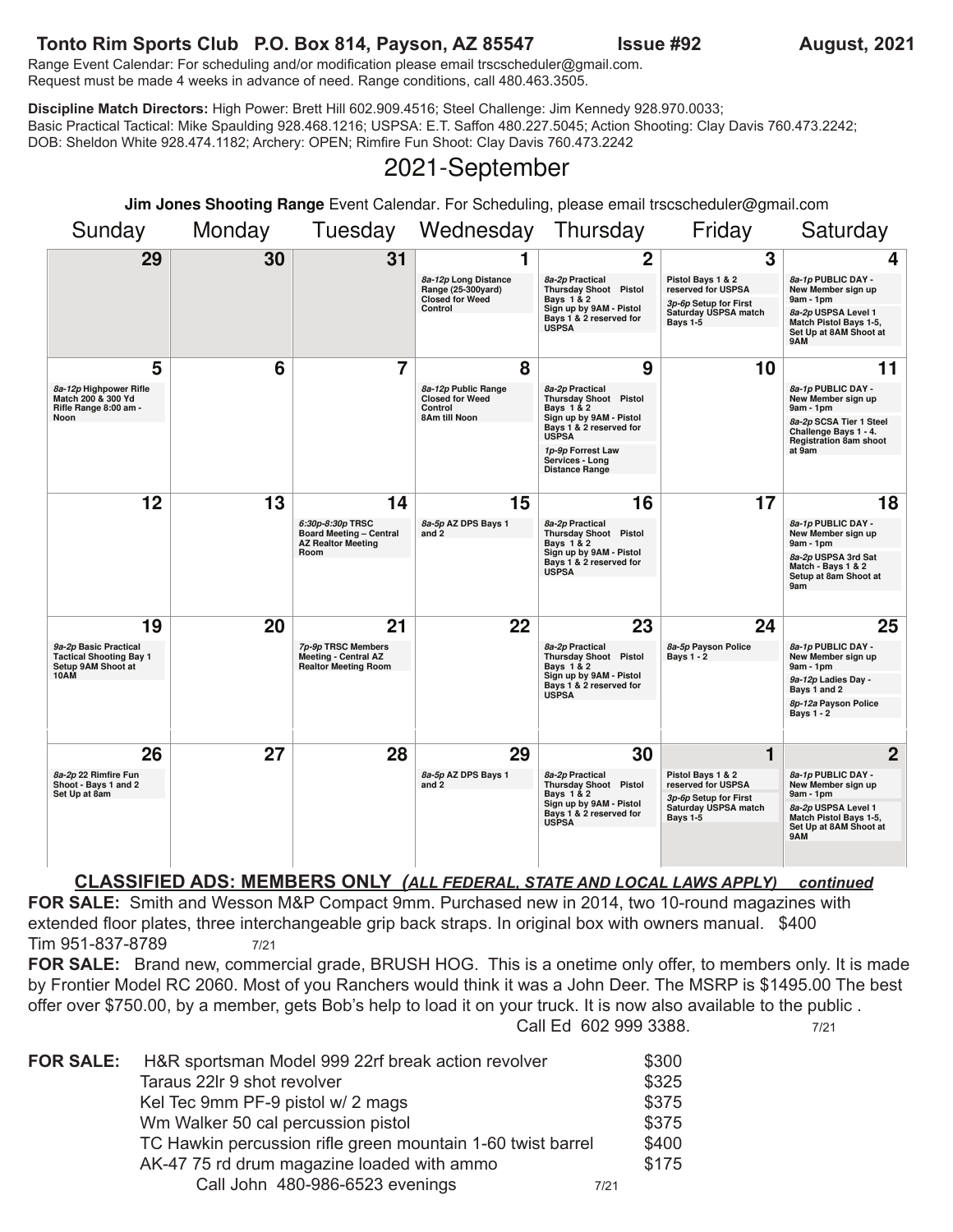**Tonto Rim Sports Club P.O. Box 814, Payson, AZ 85547 Issue #92 August, 2021**

Range Event Calendar: For scheduling and/or modification please email trscscheduler@gmail.com. Request must be made 4 weeks in advance of need. Range conditions, call 480.463.3505.

**Discipline Match Directors:** High Power: Brett Hill 602.909.4516; Steel Challenge: Jim Kennedy 928.970.0033; Basic Practical Tactical: Mike Spaulding 928.468.1216; USPSA: E.T. Saffon 480.227.5045; Action Shooting: Clay Davis 760.473.2242; DOB: Sheldon White 928.474.1182; Archery: OPEN; Rimfire Fun Shoot: Clay Davis 760.473.2242

# 2021-September

**Jim Jones Shooting Range** Event Calendar. For Scheduling, please email trscscheduler@gmail.com

| Sunday | Monday | Tuesday | Wednesday | Thursday | Friday | Saturday |
|---|---|---|---|---|---|---|
| 29 | 30 | 31 | 1<br>*8a-12p* Long Distance Range (25-300yard) Closed for Weed Control | 2<br>*8a-2p* Practical Thursday Shoot Pistol Bays 1 & 2 Sign up by 9AM - Pistol Bays 1 & 2 reserved for USPSA | 3<br>Pistol Bays 1 & 2 reserved for USPSA<br>*3p-6p* Setup for First Saturday USPSA match Bays 1-5 | 4<br>*8a-1p* PUBLIC DAY - New Member sign up 9am - 1pm<br>*8a-2p* USPSA Level 1 Match Pistol Bays 1-5, Set Up at 8AM Shoot at 9AM |
| 5<br>*8a-12p* Highpower Rifle Match 200 & 300 Yd Rifle Range 8:00 am - Noon | 6 | 7 | 8<br>*8a-12p* Public Range Closed for Weed Control 8Am till Noon | 9<br>*8a-2p* Practical Thursday Shoot Pistol Bays 1 & 2 Sign up by 9AM - Pistol Bays 1 & 2 reserved for USPSA<br>*1p-9p* Forrest Law Services - Long Distance Range | 10 | 11<br>*8a-1p* PUBLIC DAY - New Member sign up 9am - 1pm<br>*8a-2p* SCSA Tier 1 Steel Challenge Bays 1 - 4. Registration 8am shoot at 9am |
| 12 | 13 | 14<br>*6:30p-8:30p* TRSC Board Meeting – Central AZ Realtor Meeting Room | 15<br>*8a-5p* AZ DPS Bays 1 and 2 | 16<br>*8a-2p* Practical Thursday Shoot Pistol Bays 1 & 2 Sign up by 9AM - Pistol Bays 1 & 2 reserved for USPSA | 17 | 18<br>*8a-1p* PUBLIC DAY - New Member sign up 9am - 1pm<br>*8a-2p* USPSA 3rd Sat Match - Bays 1 & 2 Setup at 8am Shoot at 9am |
| 19<br>*9a-2p* Basic Practical Tactical Shooting Bay 1 Setup 9AM Shoot at 10AM | 20 | 21<br>*7p-9p* TRSC Members Meeting - Central AZ Realtor Meeting Room | 22 | 23<br>*8a-2p* Practical Thursday Shoot Pistol Bays 1 & 2 Sign up by 9AM - Pistol Bays 1 & 2 reserved for USPSA | 24<br>*8a-5p* Payson Police Bays 1 - 2 | 25<br>*8a-1p* PUBLIC DAY - New Member sign up 9am - 1pm<br>*9a-12p* Ladies Day - Bays 1 and 2<br>*8p-12a* Payson Police Bays 1 - 2 |
| 26<br>*8a-2p* 22 Rimfire Fun Shoot - Bays 1 and 2 Set Up at 8am | 27 | 28 | 29<br>*8a-5p* AZ DPS Bays 1 and 2 | 30<br>*8a-2p* Practical Thursday Shoot Pistol Bays 1 & 2 Sign up by 9AM - Pistol Bays 1 & 2 reserved for USPSA | 1<br>Pistol Bays 1 & 2 reserved for USPSA<br>*3p-6p* Setup for First Saturday USPSA match Bays 1-5 | 2<br>*8a-1p* PUBLIC DAY - New Member sign up 9am - 1pm<br>*8a-2p* USPSA Level 1 Match Pistol Bays 1-5, Set Up at 8AM Shoot at 9AM |

## CLASSIFIED ADS: MEMBERS ONLY *(ALL FEDERAL, STATE AND LOCAL LAWS APPLY)* *continued*

**FOR SALE:** Smith and Wesson M&P Compact 9mm. Purchased new in 2014, two 10-round magazines with extended floor plates, three interchangeable grip back straps. In original box with owners manual. $400
Tim 951-837-8789 7/21

**FOR SALE:** Brand new, commercial grade, BRUSH HOG. This is a onetime only offer, to members only. It is made by Frontier Model RC 2060. Most of you Ranchers would think it was a John Deer. The MSRP is $1495.00 The best offer over $750.00, by a member, gets Bob's help to load it on your truck. It is now also available to the public .
Call Ed 602 999 3388. 7/21

**FOR SALE:**

| Item | Price |
|---|---|
| H&R sportsman Model 999 22rf break action revolver | $300 |
| Taraus 22lr 9 shot revolver | $325 |
| Kel Tec 9mm PF-9 pistol w/ 2 mags | $375 |
| Wm Walker 50 cal percussion pistol | $375 |
| TC Hawkin percussion rifle green mountain 1-60 twist barrel | $400 |
| AK-47 75 rd drum magazine loaded with ammo | $175 |

Call John 480-986-6523 evenings 7/21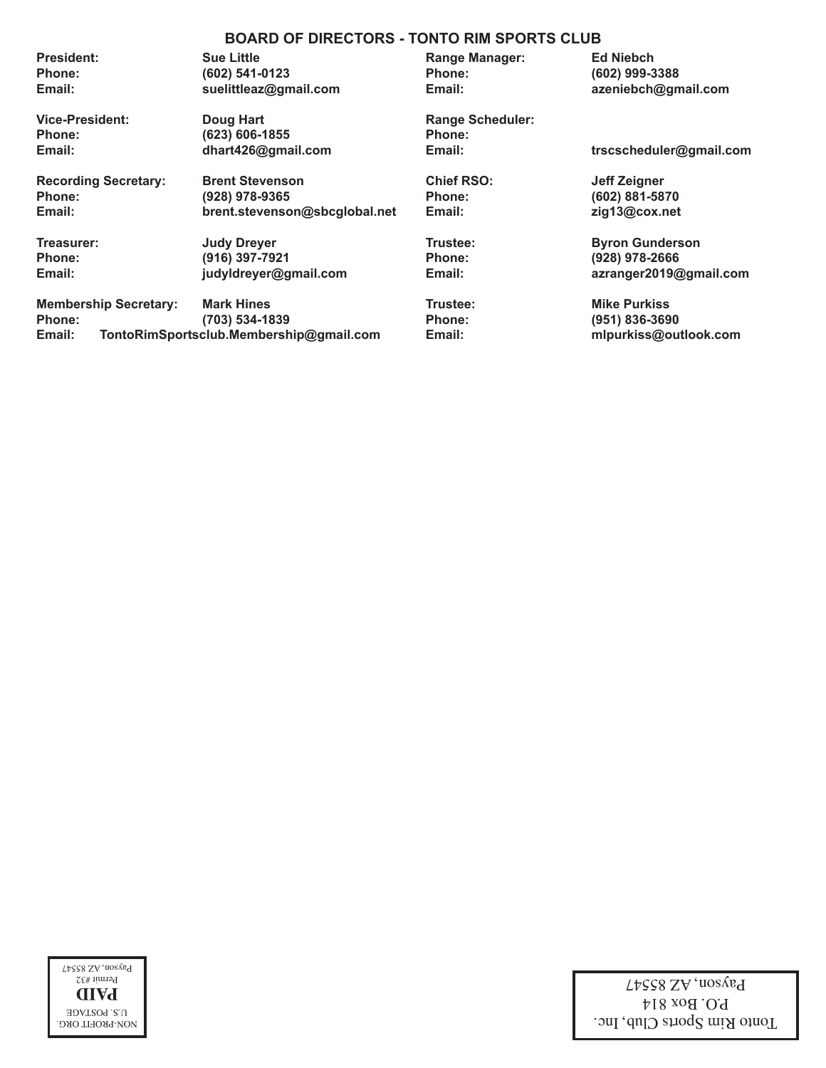## BOARD OF DIRECTORS - TONTO RIM SPORTS CLUB

**President:** Sue Little
**Phone:** (602) 541-0123
**Email:** suelittleaz@gmail.com

**Vice-President:** Doug Hart
**Phone:** (623) 606-1855
**Email:** dhart426@gmail.com

**Recording Secretary:** Brent Stevenson
**Phone:** (928) 978-9365
**Email:** brent.stevenson@sbcglobal.net

**Treasurer:** Judy Dreyer
**Phone:** (916) 397-7921
**Email:** judyldreyer@gmail.com

**Membership Secretary:** Mark Hines
**Phone:** (703) 534-1839
**Email:** TontoRimSportsclub.Membership@gmail.com

**Range Manager:** Ed Niebch
**Phone:** (602) 999-3388
**Email:** azeniebch@gmail.com

**Range Scheduler:**
**Phone:**
**Email:** trscscheduler@gmail.com

**Chief RSO:** Jeff Zeigner
**Phone:** (602) 881-5870
**Email:** zig13@cox.net

**Trustee:** Byron Gunderson
**Phone:** (928) 978-2666
**Email:** azranger2019@gmail.com

**Trustee:** Mike Purkiss
**Phone:** (951) 836-3690
**Email:** mlpurkiss@outlook.com

NON-PROFIT ORG.
U.S. POSTAGE
**PAID**
Permit #32
Payson, AZ 85547

Tonto Rim Sports Club, Inc.
P.O. Box 814
Payson, AZ 85547